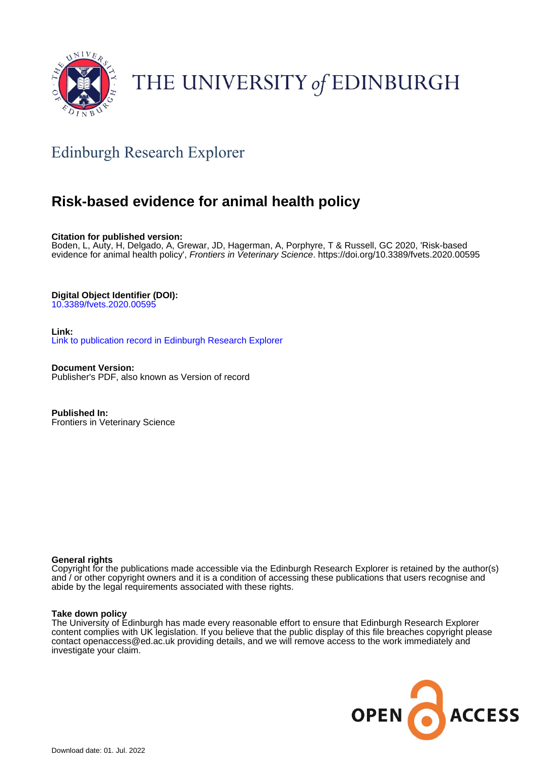THE UNIVERSITY of EDINBURGH

## Edinburgh Research Explorer

# Risk-based evidence for animal health policy

**Citation for published version:**
Boden, L, Auty, H, Delgado, A, Grewar, JD, Hagerman, A, Porphyre, T & Russell, GC 2020, 'Risk-based evidence for animal health policy', *Frontiers in Veterinary Science*. https://doi.org/10.3389/fvets.2020.00595

**Digital Object Identifier (DOI):**
10.3389/fvets.2020.00595

**Link:**
Link to publication record in Edinburgh Research Explorer

**Document Version:**
Publisher's PDF, also known as Version of record

**Published In:**
Frontiers in Veterinary Science

**General rights**
Copyright for the publications made accessible via the Edinburgh Research Explorer is retained by the author(s) and / or other copyright owners and it is a condition of accessing these publications that users recognise and abide by the legal requirements associated with these rights.

**Take down policy**
The University of Edinburgh has made every reasonable effort to ensure that Edinburgh Research Explorer content complies with UK legislation. If you believe that the public display of this file breaches copyright please contact openaccess@ed.ac.uk providing details, and we will remove access to the work immediately and investigate your claim.

OPEN ACCESS

Download date: 01. Jul. 2022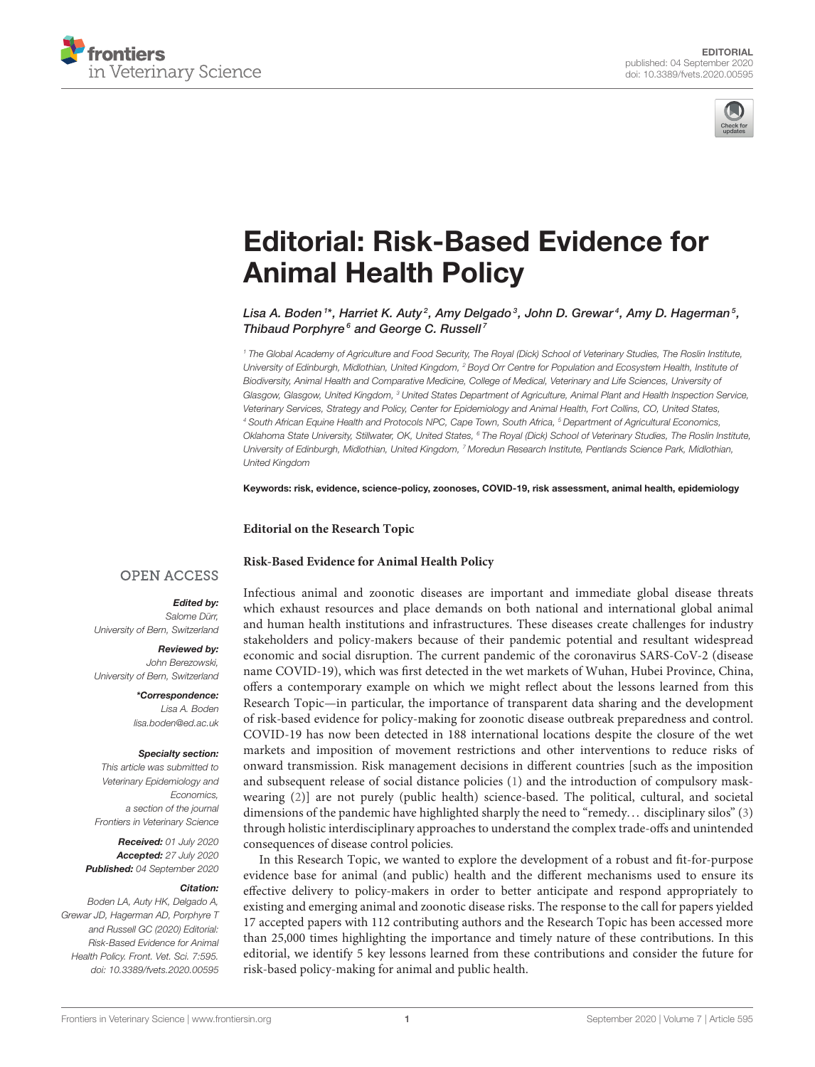# Editorial: Risk-Based Evidence for Animal Health Policy

*Lisa A. Boden[1]\*, Harriet K. Auty[2], Amy Delgado[3], John D. Grewar[4], Amy D. Hagerman[5], Thibaud Porphyre[6] and George C. Russell[7]*

[1] The Global Academy of Agriculture and Food Security, The Royal (Dick) School of Veterinary Studies, The Roslin Institute, University of Edinburgh, Midlothian, United Kingdom, [2] Boyd Orr Centre for Population and Ecosystem Health, Institute of Biodiversity, Animal Health and Comparative Medicine, College of Medical, Veterinary and Life Sciences, University of Glasgow, Glasgow, United Kingdom, [3] United States Department of Agriculture, Animal Plant and Health Inspection Service, Veterinary Services, Strategy and Policy, Center for Epidemiology and Animal Health, Fort Collins, CO, United States, [4] South African Equine Health and Protocols NPC, Cape Town, South Africa, [5] Department of Agricultural Economics, Oklahoma State University, Stillwater, OK, United States, [6] The Royal (Dick) School of Veterinary Studies, The Roslin Institute, University of Edinburgh, Midlothian, United Kingdom, [7] Moredun Research Institute, Pentlands Science Park, Midlothian, United Kingdom

**Keywords: risk, evidence, science-policy, zoonoses, COVID-19, risk assessment, animal health, epidemiology**

OPEN ACCESS

***Edited by:***
*Salome Dürr,*
*University of Bern, Switzerland*

***Reviewed by:***
*John Berezowski,*
*University of Bern, Switzerland*

***\*Correspondence:***
*Lisa A. Boden*
*lisa.boden@ed.ac.uk*

***Specialty section:***
*This article was submitted to Veterinary Epidemiology and Economics, a section of the journal Frontiers in Veterinary Science*

***Received:*** *01 July 2020*
***Accepted:*** *27 July 2020*
***Published:*** *04 September 2020*

***Citation:***
*Boden LA, Auty HK, Delgado A, Grewar JD, Hagerman AD, Porphyre T and Russell GC (2020) Editorial: Risk-Based Evidence for Animal Health Policy. Front. Vet. Sci. 7:595. doi: 10.3389/fvets.2020.00595*

**Editorial on the Research Topic**

**Risk-Based Evidence for Animal Health Policy**

Infectious animal and zoonotic diseases are important and immediate global disease threats which exhaust resources and place demands on both national and international global animal and human health institutions and infrastructures. These diseases create challenges for industry stakeholders and policy-makers because of their pandemic potential and resultant widespread economic and social disruption. The current pandemic of the coronavirus SARS-CoV-2 (disease name COVID-19), which was first detected in the wet markets of Wuhan, Hubei Province, China, offers a contemporary example on which we might reflect about the lessons learned from this Research Topic—in particular, the importance of transparent data sharing and the development of risk-based evidence for policy-making for zoonotic disease outbreak preparedness and control. COVID-19 has now been detected in 188 international locations despite the closure of the wet markets and imposition of movement restrictions and other interventions to reduce risks of onward transmission. Risk management decisions in different countries [such as the imposition and subsequent release of social distance policies (1) and the introduction of compulsory mask-wearing (2)] are not purely (public health) science-based. The political, cultural, and societal dimensions of the pandemic have highlighted sharply the need to "remedy… disciplinary silos" (3) through holistic interdisciplinary approaches to understand the complex trade-offs and unintended consequences of disease control policies.

In this Research Topic, we wanted to explore the development of a robust and fit-for-purpose evidence base for animal (and public) health and the different mechanisms used to ensure its effective delivery to policy-makers in order to better anticipate and respond appropriately to existing and emerging animal and zoonotic disease risks. The response to the call for papers yielded 17 accepted papers with 112 contributing authors and the Research Topic has been accessed more than 25,000 times highlighting the importance and timely nature of these contributions. In this editorial, we identify 5 key lessons learned from these contributions and consider the future for risk-based policy-making for animal and public health.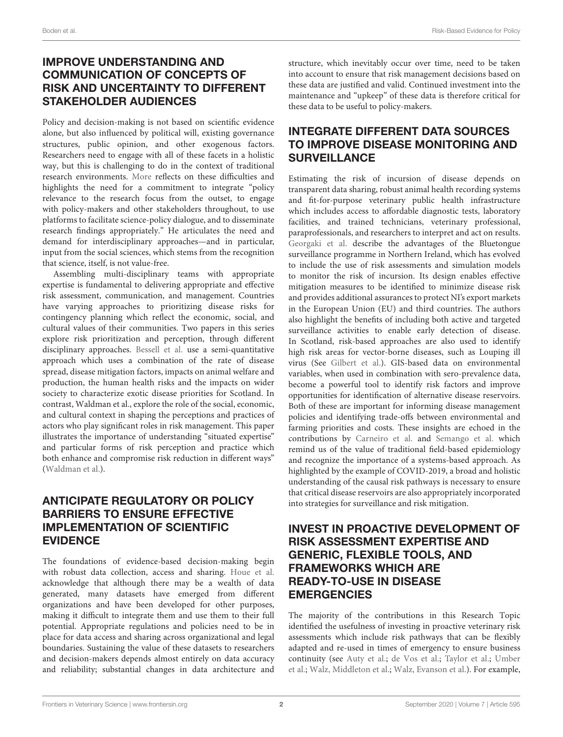## IMPROVE UNDERSTANDING AND COMMUNICATION OF CONCEPTS OF RISK AND UNCERTAINTY TO DIFFERENT STAKEHOLDER AUDIENCES

Policy and decision-making is not based on scientific evidence alone, but also influenced by political will, existing governance structures, public opinion, and other exogenous factors. Researchers need to engage with all of these facets in a holistic way, but this is challenging to do in the context of traditional research environments. More reflects on these difficulties and highlights the need for a commitment to integrate "policy relevance to the research focus from the outset, to engage with policy-makers and other stakeholders throughout, to use platforms to facilitate science-policy dialogue, and to disseminate research findings appropriately." He articulates the need and demand for interdisciplinary approaches—and in particular, input from the social sciences, which stems from the recognition that science, itself, is not value-free.

Assembling multi-disciplinary teams with appropriate expertise is fundamental to delivering appropriate and effective risk assessment, communication, and management. Countries have varying approaches to prioritizing disease risks for contingency planning which reflect the economic, social, and cultural values of their communities. Two papers in this series explore risk prioritization and perception, through different disciplinary approaches. Bessell et al. use a semi-quantitative approach which uses a combination of the rate of disease spread, disease mitigation factors, impacts on animal welfare and production, the human health risks and the impacts on wider society to characterize exotic disease priorities for Scotland. In contrast, Waldman et al., explore the role of the social, economic, and cultural context in shaping the perceptions and practices of actors who play significant roles in risk management. This paper illustrates the importance of understanding "situated expertise" and particular forms of risk perception and practice which both enhance and compromise risk reduction in different ways" (Waldman et al.).

## ANTICIPATE REGULATORY OR POLICY BARRIERS TO ENSURE EFFECTIVE IMPLEMENTATION OF SCIENTIFIC EVIDENCE

The foundations of evidence-based decision-making begin with robust data collection, access and sharing. Houe et al. acknowledge that although there may be a wealth of data generated, many datasets have emerged from different organizations and have been developed for other purposes, making it difficult to integrate them and use them to their full potential. Appropriate regulations and policies need to be in place for data access and sharing across organizational and legal boundaries. Sustaining the value of these datasets to researchers and decision-makers depends almost entirely on data accuracy and reliability; substantial changes in data architecture and structure, which inevitably occur over time, need to be taken into account to ensure that risk management decisions based on these data are justified and valid. Continued investment into the maintenance and "upkeep" of these data is therefore critical for these data to be useful to policy-makers.

## INTEGRATE DIFFERENT DATA SOURCES TO IMPROVE DISEASE MONITORING AND SURVEILLANCE

Estimating the risk of incursion of disease depends on transparent data sharing, robust animal health recording systems and fit-for-purpose veterinary public health infrastructure which includes access to affordable diagnostic tests, laboratory facilities, and trained technicians, veterinary professional, paraprofessionals, and researchers to interpret and act on results. Georgaki et al. describe the advantages of the Bluetongue surveillance programme in Northern Ireland, which has evolved to include the use of risk assessments and simulation models to monitor the risk of incursion. Its design enables effective mitigation measures to be identified to minimize disease risk and provides additional assurances to protect NI's export markets in the European Union (EU) and third countries. The authors also highlight the benefits of including both active and targeted surveillance activities to enable early detection of disease. In Scotland, risk-based approaches are also used to identify high risk areas for vector-borne diseases, such as Louping ill virus (See Gilbert et al.). GIS-based data on environmental variables, when used in combination with sero-prevalence data, become a powerful tool to identify risk factors and improve opportunities for identification of alternative disease reservoirs. Both of these are important for informing disease management policies and identifying trade-offs between environmental and farming priorities and costs. These insights are echoed in the contributions by Carneiro et al. and Semango et al. which remind us of the value of traditional field-based epidemiology and recognize the importance of a systems-based approach. As highlighted by the example of COVID-2019, a broad and holistic understanding of the causal risk pathways is necessary to ensure that critical disease reservoirs are also appropriately incorporated into strategies for surveillance and risk mitigation.

## INVEST IN PROACTIVE DEVELOPMENT OF RISK ASSESSMENT EXPERTISE AND GENERIC, FLEXIBLE TOOLS, AND FRAMEWORKS WHICH ARE READY-TO-USE IN DISEASE EMERGENCIES

The majority of the contributions in this Research Topic identified the usefulness of investing in proactive veterinary risk assessments which include risk pathways that can be flexibly adapted and re-used in times of emergency to ensure business continuity (see Auty et al.; de Vos et al.; Taylor et al.; Umber et al.; Walz, Middleton et al.; Walz, Evanson et al.). For example,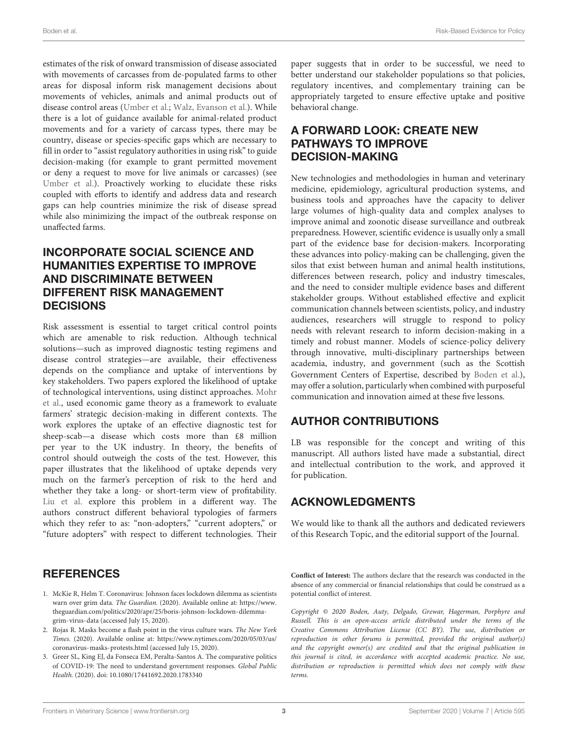estimates of the risk of onward transmission of disease associated with movements of carcasses from de-populated farms to other areas for disposal inform risk management decisions about movements of vehicles, animals and animal products out of disease control areas (Umber et al.; Walz, Evanson et al.). While there is a lot of guidance available for animal-related product movements and for a variety of carcass types, there may be country, disease or species-specific gaps which are necessary to fill in order to "assist regulatory authorities in using risk" to guide decision-making (for example to grant permitted movement or deny a request to move for live animals or carcasses) (see Umber et al.). Proactively working to elucidate these risks coupled with efforts to identify and address data and research gaps can help countries minimize the risk of disease spread while also minimizing the impact of the outbreak response on unaffected farms.

## INCORPORATE SOCIAL SCIENCE AND HUMANITIES EXPERTISE TO IMPROVE AND DISCRIMINATE BETWEEN DIFFERENT RISK MANAGEMENT DECISIONS

Risk assessment is essential to target critical control points which are amenable to risk reduction. Although technical solutions—such as improved diagnostic testing regimens and disease control strategies—are available, their effectiveness depends on the compliance and uptake of interventions by key stakeholders. Two papers explored the likelihood of uptake of technological interventions, using distinct approaches. Mohr et al., used economic game theory as a framework to evaluate farmers' strategic decision-making in different contexts. The work explores the uptake of an effective diagnostic test for sheep-scab—a disease which costs more than £8 million per year to the UK industry. In theory, the benefits of control should outweigh the costs of the test. However, this paper illustrates that the likelihood of uptake depends very much on the farmer's perception of risk to the herd and whether they take a long- or short-term view of profitability. Liu et al. explore this problem in a different way. The authors construct different behavioral typologies of farmers which they refer to as: "non-adopters," "current adopters," or "future adopters" with respect to different technologies. Their paper suggests that in order to be successful, we need to better understand our stakeholder populations so that policies, regulatory incentives, and complementary training can be appropriately targeted to ensure effective uptake and positive behavioral change.

## A FORWARD LOOK: CREATE NEW PATHWAYS TO IMPROVE DECISION-MAKING

New technologies and methodologies in human and veterinary medicine, epidemiology, agricultural production systems, and business tools and approaches have the capacity to deliver large volumes of high-quality data and complex analyses to improve animal and zoonotic disease surveillance and outbreak preparedness. However, scientific evidence is usually only a small part of the evidence base for decision-makers. Incorporating these advances into policy-making can be challenging, given the silos that exist between human and animal health institutions, differences between research, policy and industry timescales, and the need to consider multiple evidence bases and different stakeholder groups. Without established effective and explicit communication channels between scientists, policy, and industry audiences, researchers will struggle to respond to policy needs with relevant research to inform decision-making in a timely and robust manner. Models of science-policy delivery through innovative, multi-disciplinary partnerships between academia, industry, and government (such as the Scottish Government Centers of Expertise, described by Boden et al.), may offer a solution, particularly when combined with purposeful communication and innovation aimed at these five lessons.

## AUTHOR CONTRIBUTIONS

LB was responsible for the concept and writing of this manuscript. All authors listed have made a substantial, direct and intellectual contribution to the work, and approved it for publication.

## ACKNOWLEDGMENTS

We would like to thank all the authors and dedicated reviewers of this Research Topic, and the editorial support of the Journal.

## REFERENCES

1. McKie R, Helm T. Coronavirus: Johnson faces lockdown dilemma as scientists warn over grim data. *The Guardian*. (2020). Available online at: https://www.theguardian.com/politics/2020/apr/25/boris-johnson-lockdown-dilemma-grim-virus-data (accessed July 15, 2020).
2. Rojas R. Masks become a flash point in the virus culture wars. *The New York Times*. (2020). Available online at: https://www.nytimes.com/2020/05/03/us/coronavirus-masks-protests.html (accessed July 15, 2020).
3. Greer SL, King EJ, da Fonseca EM, Peralta-Santos A. The comparative politics of COVID-19: The need to understand government responses. *Global Public Health*. (2020). doi: 10.1080/17441692.2020.1783340

**Conflict of Interest:** The authors declare that the research was conducted in the absence of any commercial or financial relationships that could be construed as a potential conflict of interest.

*Copyright © 2020 Boden, Auty, Delgado, Grewar, Hagerman, Porphyre and Russell. This is an open-access article distributed under the terms of the Creative Commons Attribution License (CC BY). The use, distribution or reproduction in other forums is permitted, provided the original author(s) and the copyright owner(s) are credited and that the original publication in this journal is cited, in accordance with accepted academic practice. No use, distribution or reproduction is permitted which does not comply with these terms.*